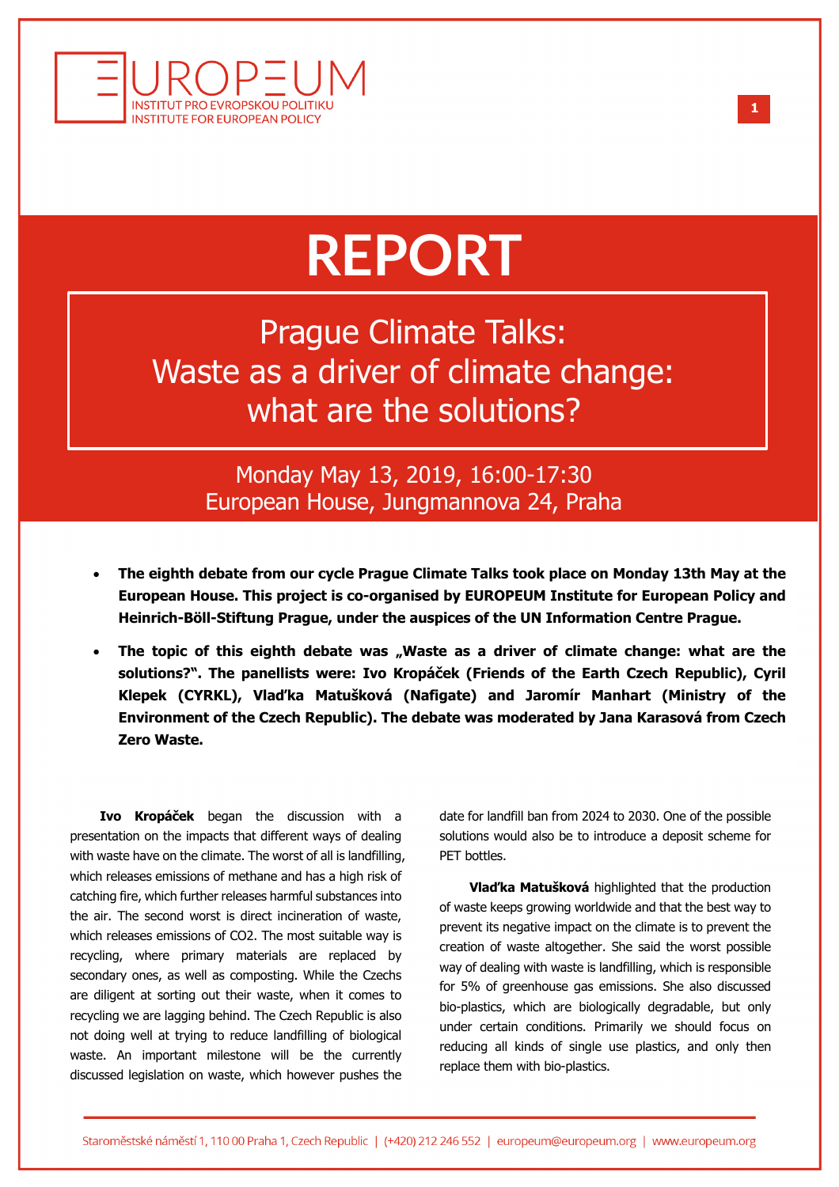# REPORT

## Prague Climate Talks: Waste as a driver of climate change: what are the solutions?

Monday May 13, 2019, 16:00-17:30
European House, Jungmannova 24, Praha

- **The eighth debate from our cycle Prague Climate Talks took place on Monday 13th May at the European House. This project is co-organised by EUROPEUM Institute for European Policy and Heinrich-Böll-Stiftung Prague, under the auspices of the UN Information Centre Prague.**
- **The topic of this eighth debate was „Waste as a driver of climate change: what are the solutions?". The panellists were: Ivo Kropáček (Friends of the Earth Czech Republic), Cyril Klepek (CYRKL), Vlaďka Matušková (Nafigate) and Jaromír Manhart (Ministry of the Environment of the Czech Republic). The debate was moderated by Jana Karasová from Czech Zero Waste.**

**Ivo Kropáček** began the discussion with a presentation on the impacts that different ways of dealing with waste have on the climate. The worst of all is landfilling, which releases emissions of methane and has a high risk of catching fire, which further releases harmful substances into the air. The second worst is direct incineration of waste, which releases emissions of CO2. The most suitable way is recycling, where primary materials are replaced by secondary ones, as well as composting. While the Czechs are diligent at sorting out their waste, when it comes to recycling we are lagging behind. The Czech Republic is also not doing well at trying to reduce landfilling of biological waste. An important milestone will be the currently discussed legislation on waste, which however pushes the date for landfill ban from 2024 to 2030. One of the possible solutions would also be to introduce a deposit scheme for PET bottles.

**Vlaďka Matušková** highlighted that the production of waste keeps growing worldwide and that the best way to prevent its negative impact on the climate is to prevent the creation of waste altogether. She said the worst possible way of dealing with waste is landfilling, which is responsible for 5% of greenhouse gas emissions. She also discussed bio-plastics, which are biologically degradable, but only under certain conditions. Primarily we should focus on reducing all kinds of single use plastics, and only then replace them with bio-plastics.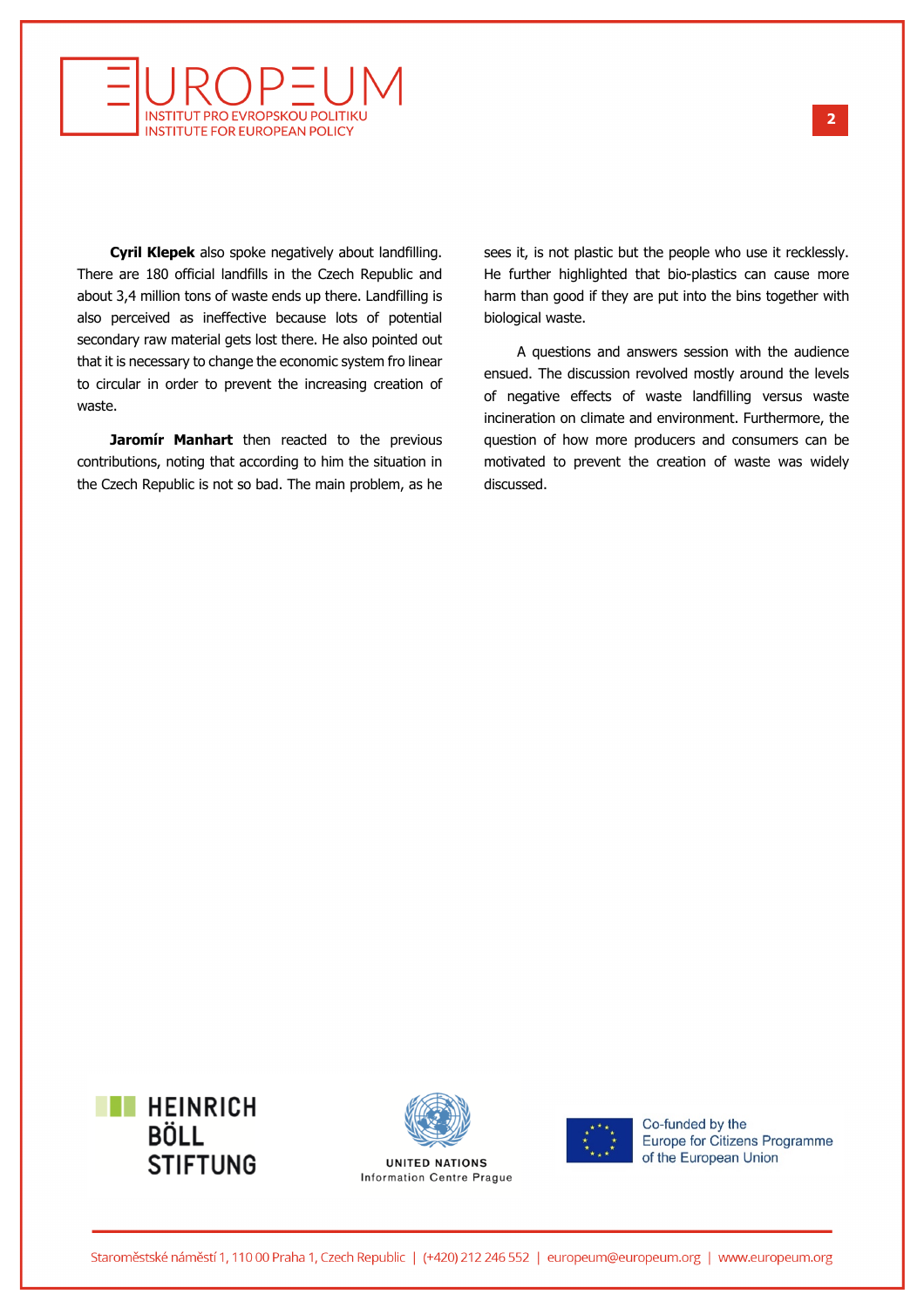**Cyril Klepek** also spoke negatively about landfilling. There are 180 official landfills in the Czech Republic and about 3,4 million tons of waste ends up there. Landfilling is also perceived as ineffective because lots of potential secondary raw material gets lost there. He also pointed out that it is necessary to change the economic system fro linear to circular in order to prevent the increasing creation of waste.

**Jaromír Manhart** then reacted to the previous contributions, noting that according to him the situation in the Czech Republic is not so bad. The main problem, as he sees it, is not plastic but the people who use it recklessly. He further highlighted that bio-plastics can cause more harm than good if they are put into the bins together with biological waste.

A questions and answers session with the audience ensued. The discussion revolved mostly around the levels of negative effects of waste landfilling versus waste incineration on climate and environment. Furthermore, the question of how more producers and consumers can be motivated to prevent the creation of waste was widely discussed.

HEINRICH BÖLL STIFTUNG

UNITED NATIONS
Information Centre Prague

Co-funded by the Europe for Citizens Programme of the European Union

Staroměstské náměstí 1, 110 00 Praha 1, Czech Republic | (+420) 212 246 552 | europeum@europeum.org | www.europeum.org